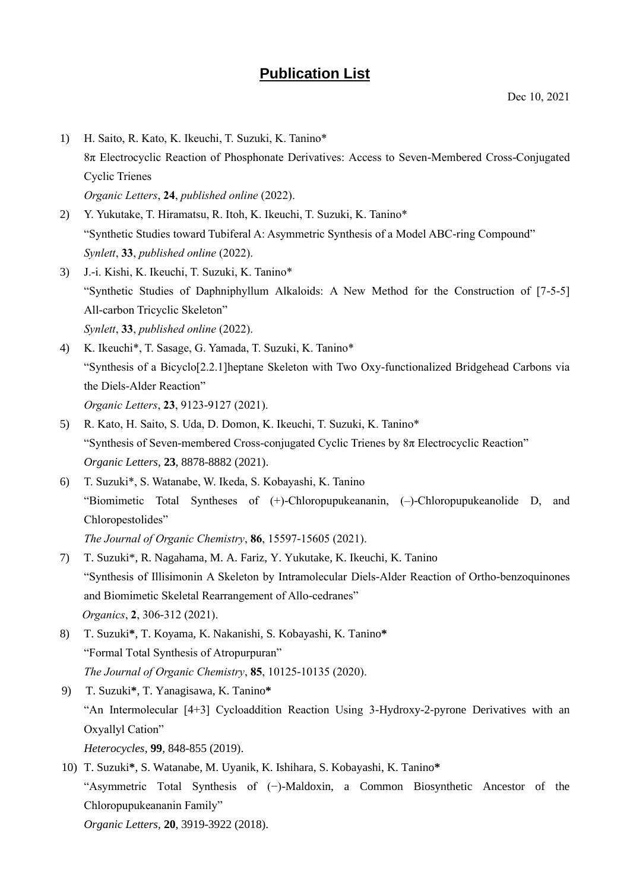# Publication List

Dec 10, 2021

1) H. Saito, R. Kato, K. Ikeuchi, T. Suzuki, K. Tanino*
   8π Electrocyclic Reaction of Phosphonate Derivatives: Access to Seven-Membered Cross-Conjugated Cyclic Trienes
   *Organic Letters*, **24**, *published online* (2022).
2) Y. Yukutake, T. Hiramatsu, R. Itoh, K. Ikeuchi, T. Suzuki, K. Tanino*
   "Synthetic Studies toward Tubiferal A: Asymmetric Synthesis of a Model ABC-ring Compound"
   *Synlett*, **33**, *published online* (2022).
3) J.-i. Kishi, K. Ikeuchi, T. Suzuki, K. Tanino*
   "Synthetic Studies of Daphniphyllum Alkaloids: A New Method for the Construction of [7-5-5] All-carbon Tricyclic Skeleton"
   *Synlett*, **33**, *published online* (2022).
4) K. Ikeuchi*, T. Sasage, G. Yamada, T. Suzuki, K. Tanino*
   "Synthesis of a Bicyclo[2.2.1]heptane Skeleton with Two Oxy-functionalized Bridgehead Carbons via the Diels-Alder Reaction"
   *Organic Letters*, **23**, 9123-9127 (2021).
5) R. Kato, H. Saito, S. Uda, D. Domon, K. Ikeuchi, T. Suzuki, K. Tanino*
   "Synthesis of Seven-membered Cross-conjugated Cyclic Trienes by 8π Electrocyclic Reaction"
   *Organic Letters*, **23**, 8878-8882 (2021).
6) T. Suzuki*, S. Watanabe, W. Ikeda, S. Kobayashi, K. Tanino
   "Biomimetic Total Syntheses of (+)-Chloropupukeananin, (–)-Chloropupukeanolide D, and Chloropestolides"
   *The Journal of Organic Chemistry*, **86**, 15597-15605 (2021).
7) T. Suzuki*, R. Nagahama, M. A. Fariz, Y. Yukutake, K. Ikeuchi, K. Tanino
   "Synthesis of Illisimonin A Skeleton by Intramolecular Diels-Alder Reaction of Ortho-benzoquinones and Biomimetic Skeletal Rearrangement of Allo-cedranes"
   *Organics*, **2**, 306-312 (2021).
8) T. Suzuki**\***, T. Koyama, K. Nakanishi, S. Kobayashi, K. Tanino**\***
   "Formal Total Synthesis of Atropurpuran"
   *The Journal of Organic Chemistry*, **85**, 10125-10135 (2020).
9) T. Suzuki**\***, T. Yanagisawa, K. Tanino**\***
   "An Intermolecular [4+3] Cycloaddition Reaction Using 3-Hydroxy-2-pyrone Derivatives with an Oxyallyl Cation"
   *Heterocycles*, **99**, 848-855 (2019).
10) T. Suzuki**\***, S. Watanabe, M. Uyanik, K. Ishihara, S. Kobayashi, K. Tanino**\***
    "Asymmetric Total Synthesis of (−)-Maldoxin, a Common Biosynthetic Ancestor of the Chloropupukeananin Family"
    *Organic Letters*, **20**, 3919-3922 (2018).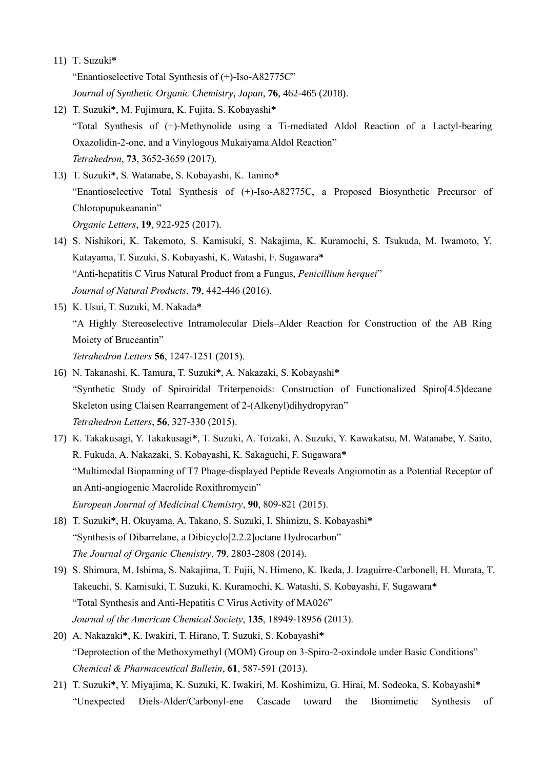11) T. Suzuki*
"Enantioselective Total Synthesis of (+)-Iso-A82775C"
*Journal of Synthetic Organic Chemistry, Japan*, **76**, 462-465 (2018).

12) T. Suzuki*, M. Fujimura, K. Fujita, S. Kobayashi*
"Total Synthesis of (+)-Methynolide using a Ti-mediated Aldol Reaction of a Lactyl-bearing Oxazolidin-2-one, and a Vinylogous Mukaiyama Aldol Reaction"
*Tetrahedron*, **73**, 3652-3659 (2017).

13) T. Suzuki*, S. Watanabe, S. Kobayashi, K. Tanino*
"Enantioselective Total Synthesis of (+)-Iso-A82775C, a Proposed Biosynthetic Precursor of Chloropupukeananin"
*Organic Letters*, **19**, 922-925 (2017).

14) S. Nishikori, K. Takemoto, S. Kamisuki, S. Nakajima, K. Kuramochi, S. Tsukuda, M. Iwamoto, Y. Katayama, T. Suzuki, S. Kobayashi, K. Watashi, F. Sugawara*
"Anti-hepatitis C Virus Natural Product from a Fungus, *Penicillium herquei*"
*Journal of Natural Products*, **79**, 442-446 (2016).

15) K. Usui, T. Suzuki, M. Nakada*
"A Highly Stereoselective Intramolecular Diels–Alder Reaction for Construction of the AB Ring Moiety of Bruceantin"
*Tetrahedron Letters* **56**, 1247-1251 (2015).

16) N. Takanashi, K. Tamura, T. Suzuki*, A. Nakazaki, S. Kobayashi*
"Synthetic Study of Spiroiridal Triterpenoids: Construction of Functionalized Spiro[4.5]decane Skeleton using Claisen Rearrangement of 2-(Alkenyl)dihydropyran"
*Tetrahedron Letters*, **56**, 327-330 (2015).

17) K. Takakusagi, Y. Takakusagi*, T. Suzuki, A. Toizaki, A. Suzuki, Y. Kawakatsu, M. Watanabe, Y. Saito, R. Fukuda, A. Nakazaki, S. Kobayashi, K. Sakaguchi, F. Sugawara*
"Multimodal Biopanning of T7 Phage-displayed Peptide Reveals Angiomotin as a Potential Receptor of an Anti-angiogenic Macrolide Roxithromycin"
*European Journal of Medicinal Chemistry*, **90**, 809-821 (2015).

18) T. Suzuki*, H. Okuyama, A. Takano, S. Suzuki, I. Shimizu, S. Kobayashi*
"Synthesis of Dibarrelane, a Dibicyclo[2.2.2]octane Hydrocarbon"
*The Journal of Organic Chemistry*, **79**, 2803-2808 (2014).

19) S. Shimura, M. Ishima, S. Nakajima, T. Fujii, N. Himeno, K. Ikeda, J. Izaguirre-Carbonell, H. Murata, T. Takeuchi, S. Kamisuki, T. Suzuki, K. Kuramochi, K. Watashi, S. Kobayashi, F. Sugawara*
"Total Synthesis and Anti-Hepatitis C Virus Activity of MA026"
*Journal of the American Chemical Society*, **135**, 18949-18956 (2013).

20) A. Nakazaki*, K. Iwakiri, T. Hirano, T. Suzuki, S. Kobayashi*
"Deprotection of the Methoxymethyl (MOM) Group on 3-Spiro-2-oxindole under Basic Conditions"
*Chemical & Pharmaceutical Bulletin*, **61**, 587-591 (2013).

21) T. Suzuki*, Y. Miyajima, K. Suzuki, K. Iwakiri, M. Koshimizu, G. Hirai, M. Sodeoka, S. Kobayashi*
"Unexpected Diels-Alder/Carbonyl-ene Cascade toward the Biomimetic Synthesis of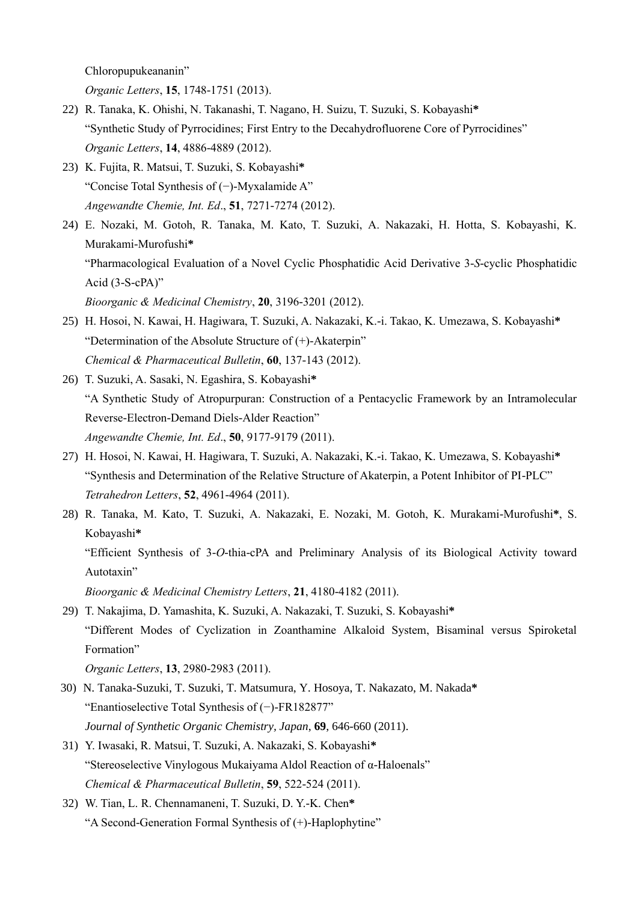Chloropupukeananin"
*Organic Letters*, **15**, 1748-1751 (2013).

22) R. Tanaka, K. Ohishi, N. Takanashi, T. Nagano, H. Suizu, T. Suzuki, S. Kobayashi*
"Synthetic Study of Pyrrocidines; First Entry to the Decahydrofluorene Core of Pyrrocidines"
*Organic Letters*, **14**, 4886-4889 (2012).

23) K. Fujita, R. Matsui, T. Suzuki, S. Kobayashi*
"Concise Total Synthesis of (−)-Myxalamide A"
*Angewandte Chemie, Int. Ed*., **51**, 7271-7274 (2012).

24) E. Nozaki, M. Gotoh, R. Tanaka, M. Kato, T. Suzuki, A. Nakazaki, H. Hotta, S. Kobayashi, K. Murakami-Murofushi*
"Pharmacological Evaluation of a Novel Cyclic Phosphatidic Acid Derivative 3-*S*-cyclic Phosphatidic Acid (3-S-cPA)"
*Bioorganic & Medicinal Chemistry*, **20**, 3196-3201 (2012).

25) H. Hosoi, N. Kawai, H. Hagiwara, T. Suzuki, A. Nakazaki, K.-i. Takao, K. Umezawa, S. Kobayashi*
"Determination of the Absolute Structure of (+)-Akaterpin"
*Chemical & Pharmaceutical Bulletin*, **60**, 137-143 (2012).

26) T. Suzuki, A. Sasaki, N. Egashira, S. Kobayashi*
"A Synthetic Study of Atropurpuran: Construction of a Pentacyclic Framework by an Intramolecular Reverse-Electron-Demand Diels-Alder Reaction"
*Angewandte Chemie, Int. Ed*., **50**, 9177-9179 (2011).

27) H. Hosoi, N. Kawai, H. Hagiwara, T. Suzuki, A. Nakazaki, K.-i. Takao, K. Umezawa, S. Kobayashi*
"Synthesis and Determination of the Relative Structure of Akaterpin, a Potent Inhibitor of PI-PLC"
*Tetrahedron Letters*, **52**, 4961-4964 (2011).

28) R. Tanaka, M. Kato, T. Suzuki, A. Nakazaki, E. Nozaki, M. Gotoh, K. Murakami-Murofushi*, S. Kobayashi*
"Efficient Synthesis of 3-*O*-thia-cPA and Preliminary Analysis of its Biological Activity toward Autotaxin"
*Bioorganic & Medicinal Chemistry Letters*, **21**, 4180-4182 (2011).

29) T. Nakajima, D. Yamashita, K. Suzuki, A. Nakazaki, T. Suzuki, S. Kobayashi*
"Different Modes of Cyclization in Zoanthamine Alkaloid System, Bisaminal versus Spiroketal Formation"
*Organic Letters*, **13**, 2980-2983 (2011).

30) N. Tanaka-Suzuki, T. Suzuki, T. Matsumura, Y. Hosoya, T. Nakazato, M. Nakada*
"Enantioselective Total Synthesis of (−)-FR182877"
*Journal of Synthetic Organic Chemistry, Japan*, **69**, 646-660 (2011).

31) Y. Iwasaki, R. Matsui, T. Suzuki, A. Nakazaki, S. Kobayashi*
"Stereoselective Vinylogous Mukaiyama Aldol Reaction of α-Haloenals"
*Chemical & Pharmaceutical Bulletin*, **59**, 522-524 (2011).

32) W. Tian, L. R. Chennamaneni, T. Suzuki, D. Y.-K. Chen*
"A Second-Generation Formal Synthesis of (+)-Haplophytine"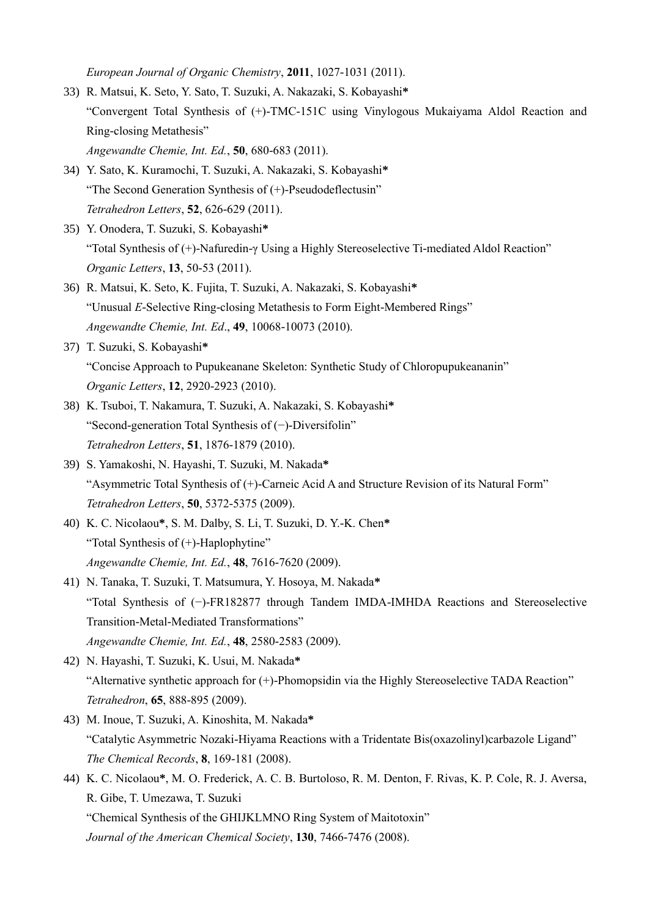*European Journal of Organic Chemistry*, **2011**, 1027-1031 (2011).

33) R. Matsui, K. Seto, Y. Sato, T. Suzuki, A. Nakazaki, S. Kobayashi**\***
    "Convergent Total Synthesis of (+)-TMC-151C using Vinylogous Mukaiyama Aldol Reaction and Ring-closing Metathesis"
    *Angewandte Chemie, Int. Ed.*, **50**, 680-683 (2011).

34) Y. Sato, K. Kuramochi, T. Suzuki, A. Nakazaki, S. Kobayashi**\***
    "The Second Generation Synthesis of (+)-Pseudodeflectusin"
    *Tetrahedron Letters*, **52**, 626-629 (2011).

35) Y. Onodera, T. Suzuki, S. Kobayashi**\***
    "Total Synthesis of (+)-Nafuredin-γ Using a Highly Stereoselective Ti-mediated Aldol Reaction"
    *Organic Letters*, **13**, 50-53 (2011).

36) R. Matsui, K. Seto, K. Fujita, T. Suzuki, A. Nakazaki, S. Kobayashi**\***
    "Unusual *E*-Selective Ring-closing Metathesis to Form Eight-Membered Rings"
    *Angewandte Chemie, Int. Ed*., **49**, 10068-10073 (2010).

37) T. Suzuki, S. Kobayashi**\***
    "Concise Approach to Pupukeanane Skeleton: Synthetic Study of Chloropupukeananin"
    *Organic Letters*, **12**, 2920-2923 (2010).

38) K. Tsuboi, T. Nakamura, T. Suzuki, A. Nakazaki, S. Kobayashi**\***
    "Second-generation Total Synthesis of (−)-Diversifolin"
    *Tetrahedron Letters*, **51**, 1876-1879 (2010).

39) S. Yamakoshi, N. Hayashi, T. Suzuki, M. Nakada**\***
    "Asymmetric Total Synthesis of (+)-Carneic Acid A and Structure Revision of its Natural Form"
    *Tetrahedron Letters*, **50**, 5372-5375 (2009).

40) K. C. Nicolaou**\***, S. M. Dalby, S. Li, T. Suzuki, D. Y.-K. Chen**\***
    "Total Synthesis of (+)-Haplophytine"
    *Angewandte Chemie, Int. Ed.*, **48**, 7616-7620 (2009).

41) N. Tanaka, T. Suzuki, T. Matsumura, Y. Hosoya, M. Nakada**\***
    "Total Synthesis of (−)-FR182877 through Tandem IMDA-IMHDA Reactions and Stereoselective Transition-Metal-Mediated Transformations"
    *Angewandte Chemie, Int. Ed.*, **48**, 2580-2583 (2009).

42) N. Hayashi, T. Suzuki, K. Usui, M. Nakada**\***
    "Alternative synthetic approach for (+)-Phomopsidin via the Highly Stereoselective TADA Reaction"
    *Tetrahedron*, **65**, 888-895 (2009).

43) M. Inoue, T. Suzuki, A. Kinoshita, M. Nakada**\***
    "Catalytic Asymmetric Nozaki-Hiyama Reactions with a Tridentate Bis(oxazolinyl)carbazole Ligand"
    *The Chemical Records*, **8**, 169-181 (2008).

44) K. C. Nicolaou**\***, M. O. Frederick, A. C. B. Burtoloso, R. M. Denton, F. Rivas, K. P. Cole, R. J. Aversa, R. Gibe, T. Umezawa, T. Suzuki
    "Chemical Synthesis of the GHIJKLMNO Ring System of Maitotoxin"
    *Journal of the American Chemical Society*, **130**, 7466-7476 (2008).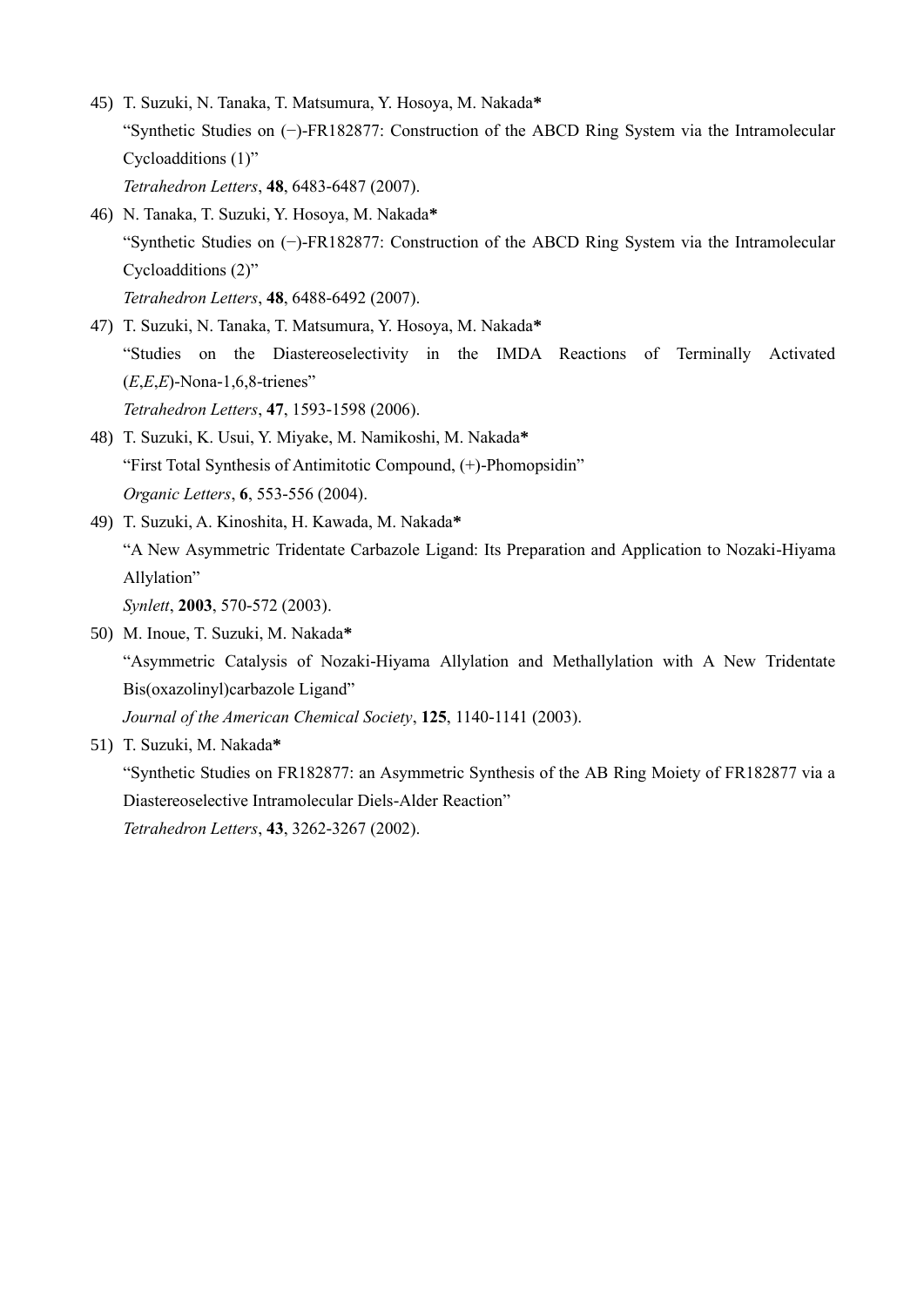45) T. Suzuki, N. Tanaka, T. Matsumura, Y. Hosoya, M. Nakada**\***
    "Synthetic Studies on (−)-FR182877: Construction of the ABCD Ring System via the Intramolecular Cycloadditions (1)"
    *Tetrahedron Letters*, **48**, 6483-6487 (2007).

46) N. Tanaka, T. Suzuki, Y. Hosoya, M. Nakada**\***
    "Synthetic Studies on (−)-FR182877: Construction of the ABCD Ring System via the Intramolecular Cycloadditions (2)"
    *Tetrahedron Letters*, **48**, 6488-6492 (2007).

47) T. Suzuki, N. Tanaka, T. Matsumura, Y. Hosoya, M. Nakada**\***
    "Studies on the Diastereoselectivity in the IMDA Reactions of Terminally Activated (*E*,*E*,*E*)-Nona-1,6,8-trienes"
    *Tetrahedron Letters*, **47**, 1593-1598 (2006).

48) T. Suzuki, K. Usui, Y. Miyake, M. Namikoshi, M. Nakada**\***
    "First Total Synthesis of Antimitotic Compound, (+)-Phomopsidin"
    *Organic Letters*, **6**, 553-556 (2004).

49) T. Suzuki, A. Kinoshita, H. Kawada, M. Nakada**\***
    "A New Asymmetric Tridentate Carbazole Ligand: Its Preparation and Application to Nozaki-Hiyama Allylation"
    *Synlett*, **2003**, 570-572 (2003).

50) M. Inoue, T. Suzuki, M. Nakada**\***
    "Asymmetric Catalysis of Nozaki-Hiyama Allylation and Methallylation with A New Tridentate Bis(oxazolinyl)carbazole Ligand"
    *Journal of the American Chemical Society*, **125**, 1140-1141 (2003).

51) T. Suzuki, M. Nakada**\***
    "Synthetic Studies on FR182877: an Asymmetric Synthesis of the AB Ring Moiety of FR182877 via a Diastereoselective Intramolecular Diels-Alder Reaction"
    *Tetrahedron Letters*, **43**, 3262-3267 (2002).